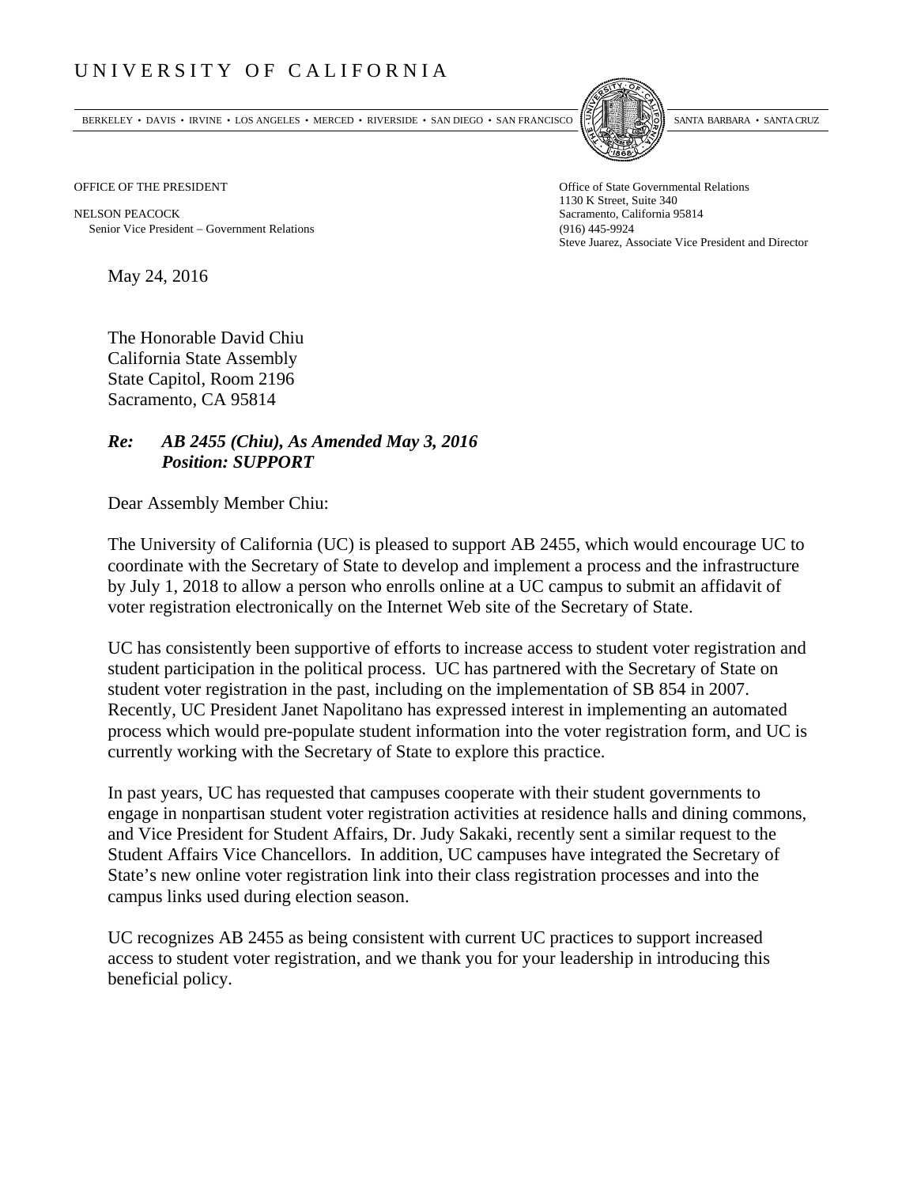# UNIVERSITY OF CALIFORNIA

BERKELEY • DAVIS • IRVINE • LOS ANGELES • MERCED • RIVERSIDE • SAN DIEGO • SAN FRANCISCO — SANTA BARBARA • SANTA CRUZ

OFFICE OF THE PRESIDENT

NELSON PEACOCK
Senior Vice President – Government Relations

Office of State Governmental Relations
1130 K Street, Suite 340
Sacramento, California 95814
(916) 445-9924
Steve Juarez, Associate Vice President and Director

May 24, 2016

The Honorable David Chiu
California State Assembly
State Capitol, Room 2196
Sacramento, CA 95814

***Re: AB 2455 (Chiu), As Amended May 3, 2016***
***Position: SUPPORT***

Dear Assembly Member Chiu:

The University of California (UC) is pleased to support AB 2455, which would encourage UC to coordinate with the Secretary of State to develop and implement a process and the infrastructure by July 1, 2018 to allow a person who enrolls online at a UC campus to submit an affidavit of voter registration electronically on the Internet Web site of the Secretary of State.

UC has consistently been supportive of efforts to increase access to student voter registration and student participation in the political process. UC has partnered with the Secretary of State on student voter registration in the past, including on the implementation of SB 854 in 2007. Recently, UC President Janet Napolitano has expressed interest in implementing an automated process which would pre-populate student information into the voter registration form, and UC is currently working with the Secretary of State to explore this practice.

In past years, UC has requested that campuses cooperate with their student governments to engage in nonpartisan student voter registration activities at residence halls and dining commons, and Vice President for Student Affairs, Dr. Judy Sakaki, recently sent a similar request to the Student Affairs Vice Chancellors. In addition, UC campuses have integrated the Secretary of State's new online voter registration link into their class registration processes and into the campus links used during election season.

UC recognizes AB 2455 as being consistent with current UC practices to support increased access to student voter registration, and we thank you for your leadership in introducing this beneficial policy.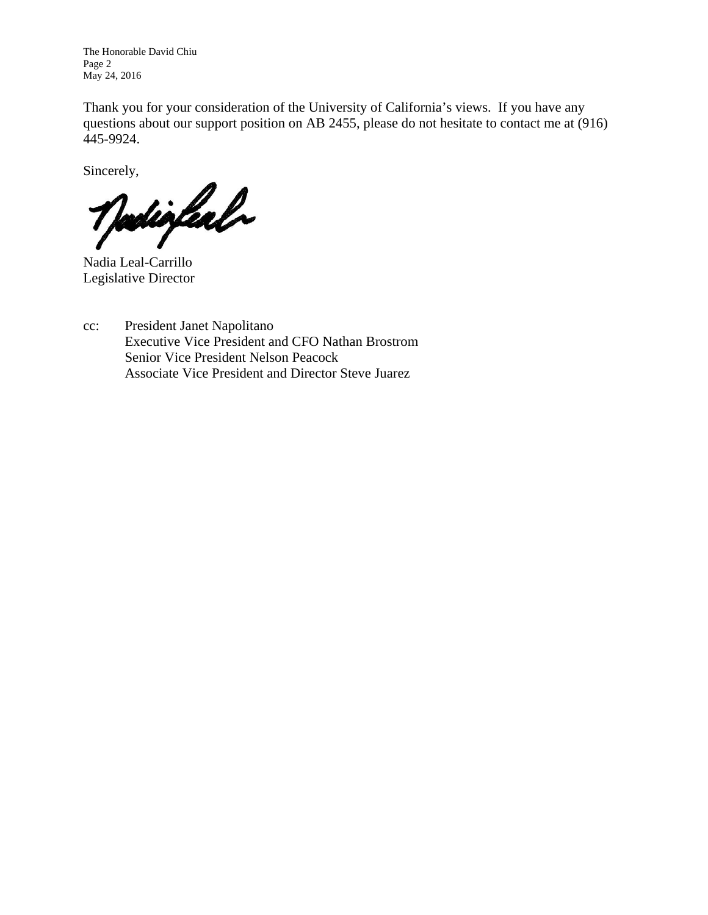Thank you for your consideration of the University of California's views. If you have any questions about our support position on AB 2455, please do not hesitate to contact me at (916) 445-9924.

Sincerely,

Nadia Leal-Carrillo
Legislative Director

cc: President Janet Napolitano
Executive Vice President and CFO Nathan Brostrom
Senior Vice President Nelson Peacock
Associate Vice President and Director Steve Juarez